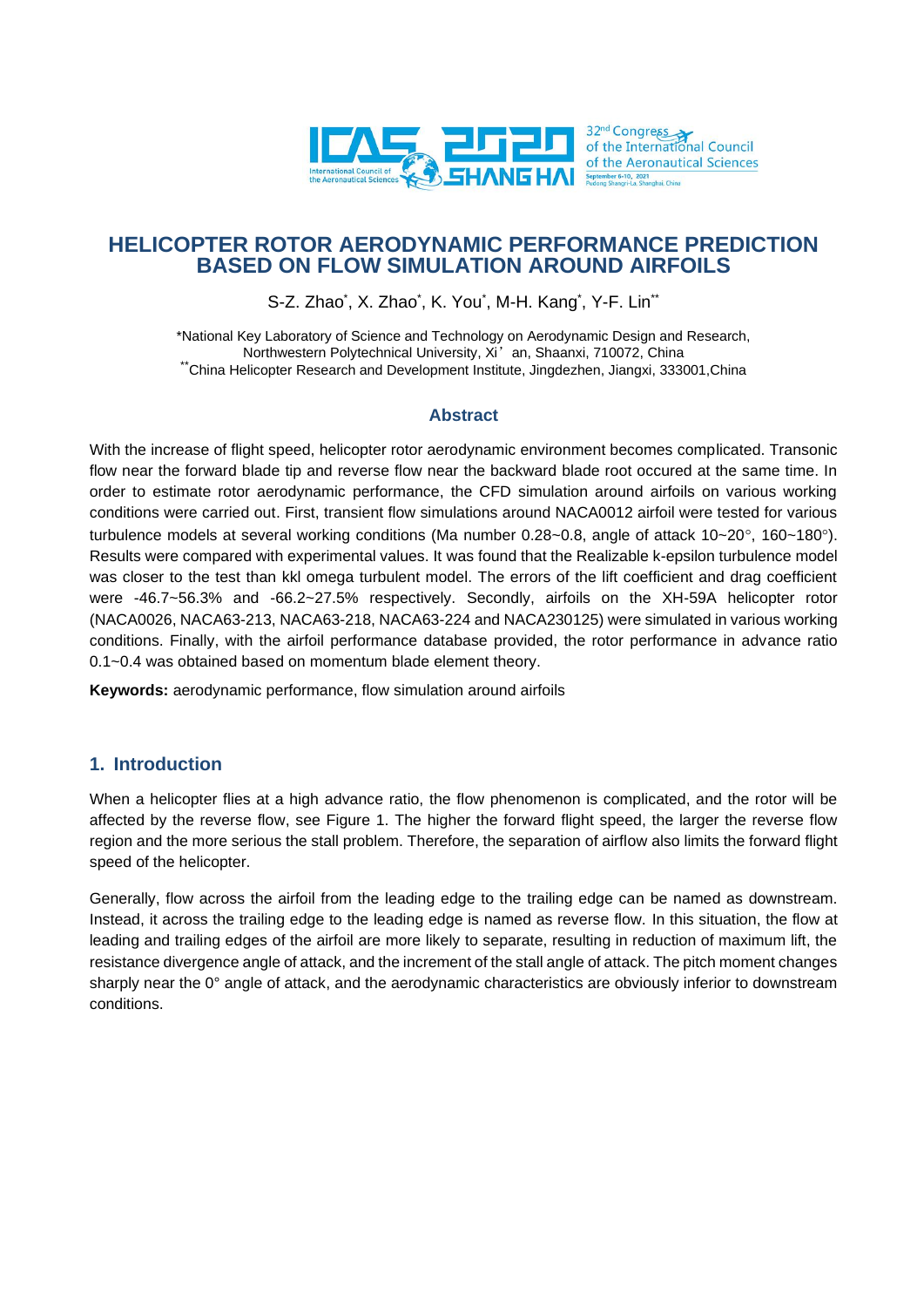# HELICOPTER ROTOR AERODYNAMIC PERFORMANCE PREDICTION BASED ON FLOW SIMULATION AROUND AIRFOILS

S-Z. Zhao[*], X. Zhao[*], K. You[*], M-H. Kang[*], Y-F. Lin[**]

[*]National Key Laboratory of Science and Technology on Aerodynamic Design and Research, Northwestern Polytechnical University, Xi' an, Shaanxi, 710072, China
[**]China Helicopter Research and Development Institute, Jingdezhen, Jiangxi, 333001,China

## Abstract

With the increase of flight speed, helicopter rotor aerodynamic environment becomes complicated. Transonic flow near the forward blade tip and reverse flow near the backward blade root occured at the same time. In order to estimate rotor aerodynamic performance, the CFD simulation around airfoils on various working conditions were carried out. First, transient flow simulations around NACA0012 airfoil were tested for various turbulence models at several working conditions (Ma number 0.28~0.8, angle of attack 10~20°, 160~180°). Results were compared with experimental values. It was found that the Realizable k-epsilon turbulence model was closer to the test than kkl omega turbulent model. The errors of the lift coefficient and drag coefficient were -46.7~56.3% and -66.2~27.5% respectively. Secondly, airfoils on the XH-59A helicopter rotor (NACA0026, NACA63-213, NACA63-218, NACA63-224 and NACA230125) were simulated in various working conditions. Finally, with the airfoil performance database provided, the rotor performance in advance ratio 0.1~0.4 was obtained based on momentum blade element theory.

**Keywords:** aerodynamic performance, flow simulation around airfoils

## 1. Introduction

When a helicopter flies at a high advance ratio, the flow phenomenon is complicated, and the rotor will be affected by the reverse flow, see Figure 1. The higher the forward flight speed, the larger the reverse flow region and the more serious the stall problem. Therefore, the separation of airflow also limits the forward flight speed of the helicopter.

Generally, flow across the airfoil from the leading edge to the trailing edge can be named as downstream. Instead, it across the trailing edge to the leading edge is named as reverse flow. In this situation, the flow at leading and trailing edges of the airfoil are more likely to separate, resulting in reduction of maximum lift, the resistance divergence angle of attack, and the increment of the stall angle of attack. The pitch moment changes sharply near the 0° angle of attack, and the aerodynamic characteristics are obviously inferior to downstream conditions.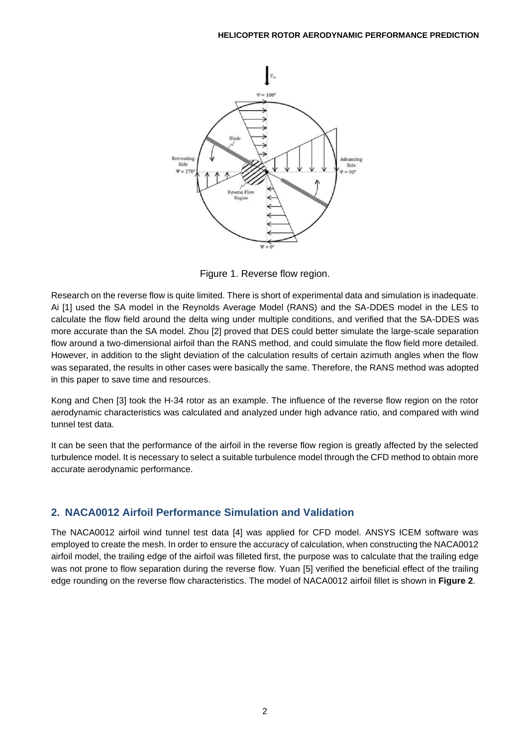Figure 1. Reverse flow region.

Research on the reverse flow is quite limited. There is short of experimental data and simulation is inadequate. Ai [1] used the SA model in the Reynolds Average Model (RANS) and the SA-DDES model in the LES to calculate the flow field around the delta wing under multiple conditions, and verified that the SA-DDES was more accurate than the SA model. Zhou [2] proved that DES could better simulate the large-scale separation flow around a two-dimensional airfoil than the RANS method, and could simulate the flow field more detailed. However, in addition to the slight deviation of the calculation results of certain azimuth angles when the flow was separated, the results in other cases were basically the same. Therefore, the RANS method was adopted in this paper to save time and resources.

Kong and Chen [3] took the H-34 rotor as an example. The influence of the reverse flow region on the rotor aerodynamic characteristics was calculated and analyzed under high advance ratio, and compared with wind tunnel test data.

It can be seen that the performance of the airfoil in the reverse flow region is greatly affected by the selected turbulence model. It is necessary to select a suitable turbulence model through the CFD method to obtain more accurate aerodynamic performance.

## 2. NACA0012 Airfoil Performance Simulation and Validation

The NACA0012 airfoil wind tunnel test data [4] was applied for CFD model. ANSYS ICEM software was employed to create the mesh. In order to ensure the accuracy of calculation, when constructing the NACA0012 airfoil model, the trailing edge of the airfoil was filleted first, the purpose was to calculate that the trailing edge was not prone to flow separation during the reverse flow. Yuan [5] verified the beneficial effect of the trailing edge rounding on the reverse flow characteristics. The model of NACA0012 airfoil fillet is shown in **Figure 2**.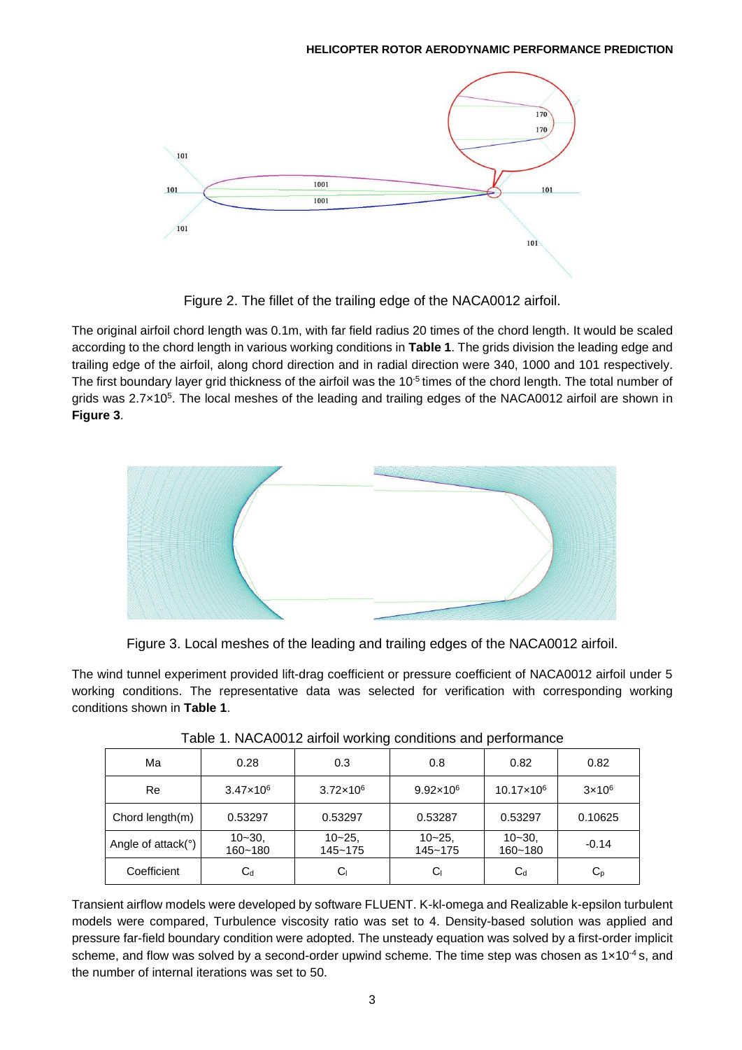Figure 2. The fillet of the trailing edge of the NACA0012 airfoil.

The original airfoil chord length was 0.1m, with far field radius 20 times of the chord length. It would be scaled according to the chord length in various working conditions in **Table 1**. The grids division the leading edge and trailing edge of the airfoil, along chord direction and in radial direction were 340, 1000 and 101 respectively. The first boundary layer grid thickness of the airfoil was the $10^{-5}$ times of the chord length. The total number of grids was $2.7 \times 10^5$. The local meshes of the leading and trailing edges of the NACA0012 airfoil are shown in **Figure 3**.

Figure 3. Local meshes of the leading and trailing edges of the NACA0012 airfoil.

The wind tunnel experiment provided lift-drag coefficient or pressure coefficient of NACA0012 airfoil under 5 working conditions. The representative data was selected for verification with corresponding working conditions shown in **Table 1**.

Table 1. NACA0012 airfoil working conditions and performance

| Ma | 0.28 | 0.3 | 0.8 | 0.82 | 0.82 |
|---|---|---|---|---|---|
| Re | $3.47 \times 10^6$ | $3.72 \times 10^6$ | $9.92 \times 10^6$ | $10.17 \times 10^6$ | $3 \times 10^6$ |
| Chord length(m) | 0.53297 | 0.53297 | 0.53287 | 0.53297 | 0.10625 |
| Angle of attack(°) | 10~30, 160~180 | 10~25, 145~175 | 10~25, 145~175 | 10~30, 160~180 | -0.14 |
| Coefficient | $C_d$ | $C_l$ | $C_l$ | $C_d$ | $C_p$ |

Transient airflow models were developed by software FLUENT. K-kl-omega and Realizable k-epsilon turbulent models were compared, Turbulence viscosity ratio was set to 4. Density-based solution was applied and pressure far-field boundary condition were adopted. The unsteady equation was solved by a first-order implicit scheme, and flow was solved by a second-order upwind scheme. The time step was chosen as $1 \times 10^{-4}$ s, and the number of internal iterations was set to 50.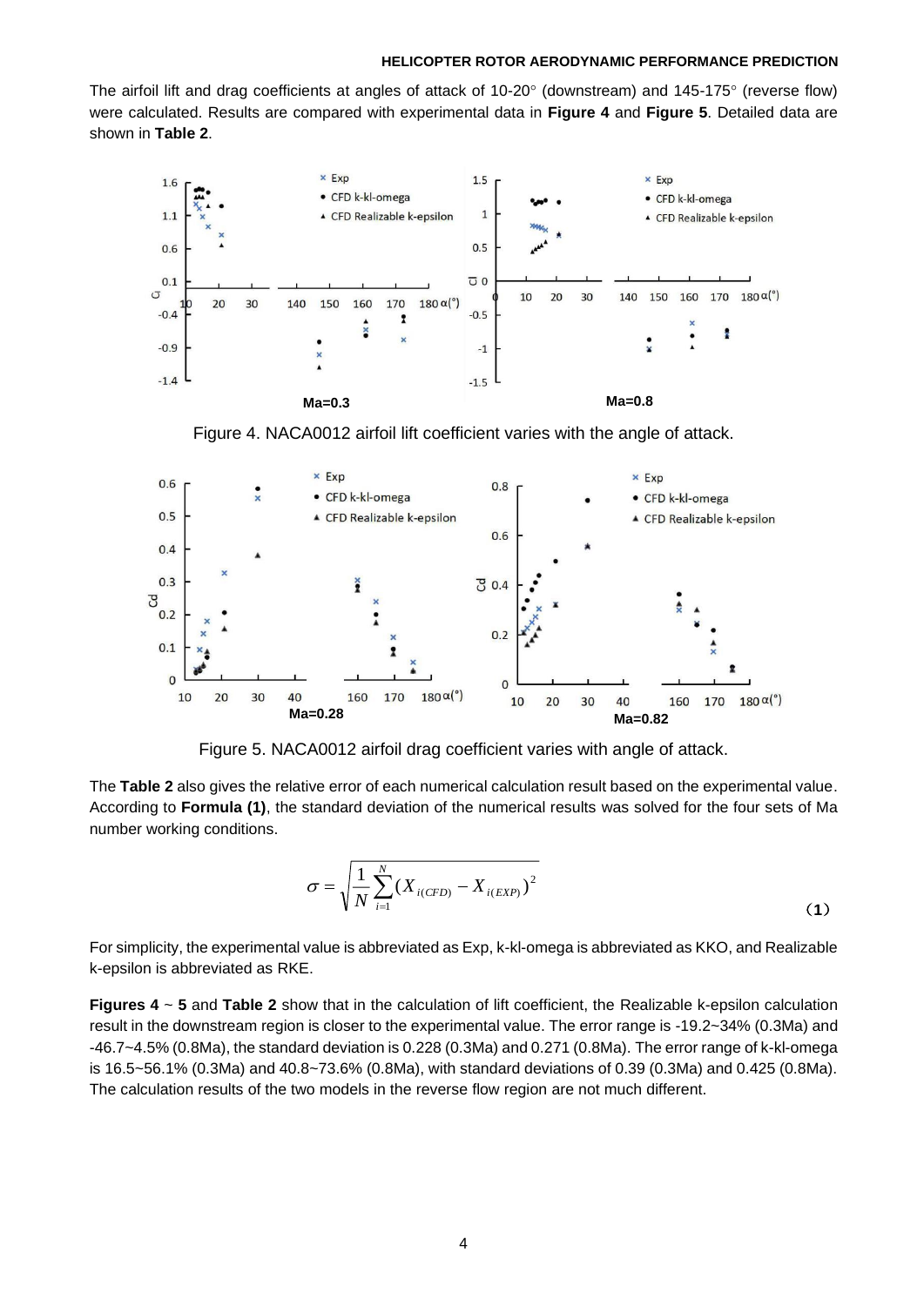The airfoil lift and drag coefficients at angles of attack of 10-20° (downstream) and 145-175° (reverse flow) were calculated. Results are compared with experimental data in **Figure 4** and **Figure 5**. Detailed data are shown in **Table 2**.

Figure 4. NACA0012 airfoil lift coefficient varies with the angle of attack.

Figure 5. NACA0012 airfoil drag coefficient varies with angle of attack.

The **Table 2** also gives the relative error of each numerical calculation result based on the experimental value. According to **Formula (1)**, the standard deviation of the numerical results was solved for the four sets of Ma number working conditions.

$$\sigma = \sqrt{\frac{1}{N}\sum_{i=1}^{N}(X_{i(CFD)} - X_{i(EXP)})^2} \quad (1)$$

For simplicity, the experimental value is abbreviated as Exp, k-kl-omega is abbreviated as KKO, and Realizable k-epsilon is abbreviated as RKE.

**Figures 4** ~ **5** and **Table 2** show that in the calculation of lift coefficient, the Realizable k-epsilon calculation result in the downstream region is closer to the experimental value. The error range is -19.2~34% (0.3Ma) and -46.7~4.5% (0.8Ma), the standard deviation is 0.228 (0.3Ma) and 0.271 (0.8Ma). The error range of k-kl-omega is 16.5~56.1% (0.3Ma) and 40.8~73.6% (0.8Ma), with standard deviations of 0.39 (0.3Ma) and 0.425 (0.8Ma). The calculation results of the two models in the reverse flow region are not much different.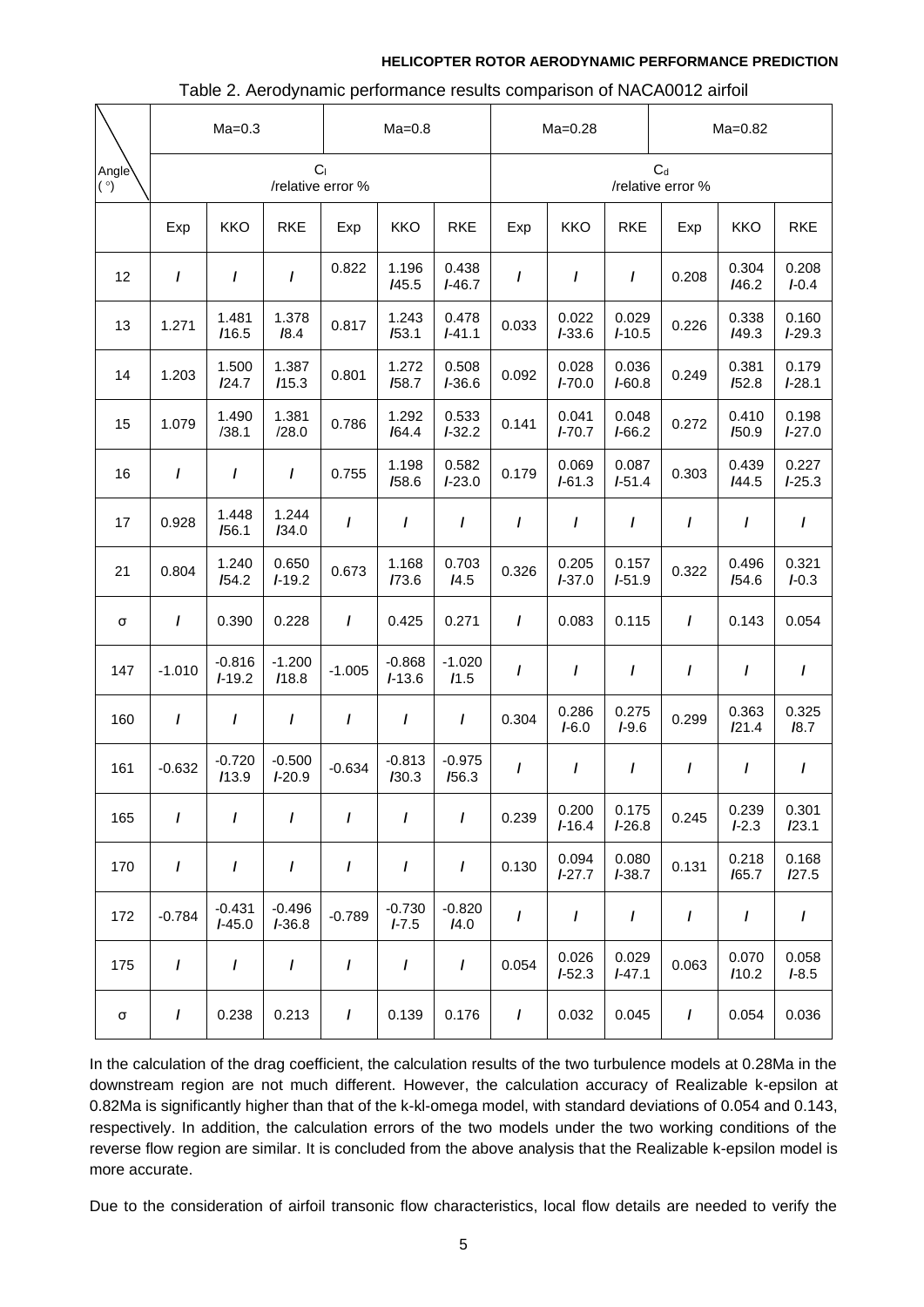Table 2. Aerodynamic performance results comparison of NACA0012 airfoil

| Angle (°) | Ma=0.3 | | | Ma=0.8 | | | Ma=0.28 | | | Ma=0.82 | | |
|---|---|---|---|---|---|---|---|---|---|---|---|---|
| | $C_l$ /relative error % | | | | | | $C_d$ /relative error % | | | | | |
| | Exp | KKO | RKE | Exp | KKO | RKE | Exp | KKO | RKE | Exp | KKO | RKE |
| 12 | / | / | / | 0.822 | 1.196 /45.5 | 0.438 /-46.7 | / | / | / | 0.208 | 0.304 /46.2 | 0.208 /-0.4 |
| 13 | 1.271 | 1.481 /16.5 | 1.378 /8.4 | 0.817 | 1.243 /53.1 | 0.478 /-41.1 | 0.033 | 0.022 /-33.6 | 0.029 /-10.5 | 0.226 | 0.338 /49.3 | 0.160 /-29.3 |
| 14 | 1.203 | 1.500 /24.7 | 1.387 /15.3 | 0.801 | 1.272 /58.7 | 0.508 /-36.6 | 0.092 | 0.028 /-70.0 | 0.036 /-60.8 | 0.249 | 0.381 /52.8 | 0.179 /-28.1 |
| 15 | 1.079 | 1.490 /38.1 | 1.381 /28.0 | 0.786 | 1.292 /64.4 | 0.533 /-32.2 | 0.141 | 0.041 /-70.7 | 0.048 /-66.2 | 0.272 | 0.410 /50.9 | 0.198 /-27.0 |
| 16 | / | / | / | 0.755 | 1.198 /58.6 | 0.582 /-23.0 | 0.179 | 0.069 /-61.3 | 0.087 /-51.4 | 0.303 | 0.439 /44.5 | 0.227 /-25.3 |
| 17 | 0.928 | 1.448 /56.1 | 1.244 /34.0 | / | / | / | / | / | / | / | / | / |
| 21 | 0.804 | 1.240 /54.2 | 0.650 /-19.2 | 0.673 | 1.168 /73.6 | 0.703 /4.5 | 0.326 | 0.205 /-37.0 | 0.157 /-51.9 | 0.322 | 0.496 /54.6 | 0.321 /-0.3 |
| σ | / | 0.390 | 0.228 | / | 0.425 | 0.271 | / | 0.083 | 0.115 | / | 0.143 | 0.054 |
| 147 | -1.010 | -0.816 /-19.2 | -1.200 /18.8 | -1.005 | -0.868 /-13.6 | -1.020 /1.5 | / | / | / | / | / | / |
| 160 | / | / | / | / | / | / | 0.304 | 0.286 /-6.0 | 0.275 /-9.6 | 0.299 | 0.363 /21.4 | 0.325 /8.7 |
| 161 | -0.632 | -0.720 /13.9 | -0.500 /-20.9 | -0.634 | -0.813 /30.3 | -0.975 /56.3 | / | / | / | / | / | / |
| 165 | / | / | / | / | / | / | 0.239 | 0.200 /-16.4 | 0.175 /-26.8 | 0.245 | 0.239 /-2.3 | 0.301 /23.1 |
| 170 | / | / | / | / | / | / | 0.130 | 0.094 /-27.7 | 0.080 /-38.7 | 0.131 | 0.218 /65.7 | 0.168 /27.5 |
| 172 | -0.784 | -0.431 /-45.0 | -0.496 /-36.8 | -0.789 | -0.730 /-7.5 | -0.820 /4.0 | / | / | / | / | / | / |
| 175 | / | / | / | / | / | / | 0.054 | 0.026 /-52.3 | 0.029 /-47.1 | 0.063 | 0.070 /10.2 | 0.058 /-8.5 |
| σ | / | 0.238 | 0.213 | / | 0.139 | 0.176 | / | 0.032 | 0.045 | / | 0.054 | 0.036 |

In the calculation of the drag coefficient, the calculation results of the two turbulence models at 0.28Ma in the downstream region are not much different. However, the calculation accuracy of Realizable k-epsilon at 0.82Ma is significantly higher than that of the k-kl-omega model, with standard deviations of 0.054 and 0.143, respectively. In addition, the calculation errors of the two models under the two working conditions of the reverse flow region are similar. It is concluded from the above analysis that the Realizable k-epsilon model is more accurate.

Due to the consideration of airfoil transonic flow characteristics, local flow details are needed to verify the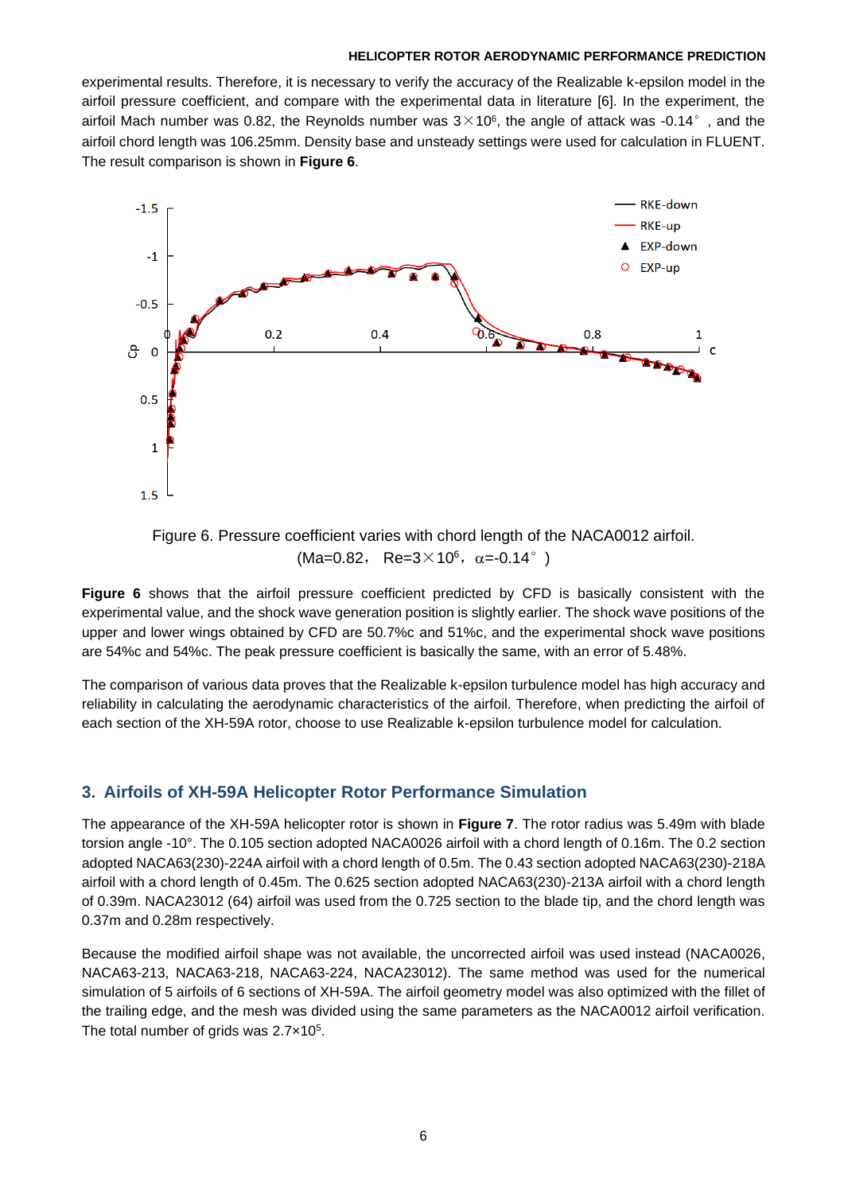experimental results. Therefore, it is necessary to verify the accuracy of the Realizable k-epsilon model in the airfoil pressure coefficient, and compare with the experimental data in literature [6]. In the experiment, the airfoil Mach number was 0.82, the Reynolds number was $3\times10^6$, the angle of attack was -0.14°, and the airfoil chord length was 106.25mm. Density base and unsteady settings were used for calculation in FLUENT. The result comparison is shown in **Figure 6**.

Figure 6. Pressure coefficient varies with chord length of the NACA0012 airfoil. (Ma=0.82, Re=$3\times10^6$, $\alpha$=-0.14°)

**Figure 6** shows that the airfoil pressure coefficient predicted by CFD is basically consistent with the experimental value, and the shock wave generation position is slightly earlier. The shock wave positions of the upper and lower wings obtained by CFD are 50.7%c and 51%c, and the experimental shock wave positions are 54%c and 54%c. The peak pressure coefficient is basically the same, with an error of 5.48%.

The comparison of various data proves that the Realizable k-epsilon turbulence model has high accuracy and reliability in calculating the aerodynamic characteristics of the airfoil. Therefore, when predicting the airfoil of each section of the XH-59A rotor, choose to use Realizable k-epsilon turbulence model for calculation.

## 3. Airfoils of XH-59A Helicopter Rotor Performance Simulation

The appearance of the XH-59A helicopter rotor is shown in **Figure 7**. The rotor radius was 5.49m with blade torsion angle -10°. The 0.105 section adopted NACA0026 airfoil with a chord length of 0.16m. The 0.2 section adopted NACA63(230)-224A airfoil with a chord length of 0.5m. The 0.43 section adopted NACA63(230)-218A airfoil with a chord length of 0.45m. The 0.625 section adopted NACA63(230)-213A airfoil with a chord length of 0.39m. NACA23012 (64) airfoil was used from the 0.725 section to the blade tip, and the chord length was 0.37m and 0.28m respectively.

Because the modified airfoil shape was not available, the uncorrected airfoil was used instead (NACA0026, NACA63-213, NACA63-218, NACA63-224, NACA23012). The same method was used for the numerical simulation of 5 airfoils of 6 sections of XH-59A. The airfoil geometry model was also optimized with the fillet of the trailing edge, and the mesh was divided using the same parameters as the NACA0012 airfoil verification. The total number of grids was $2.7\times10^5$.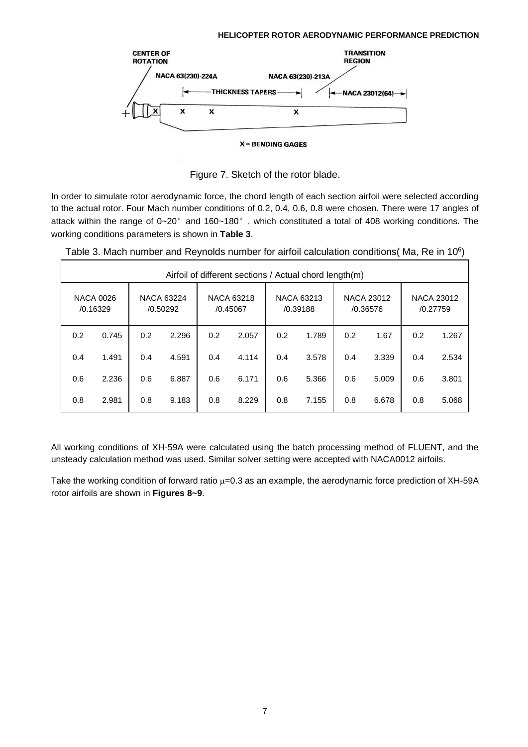Figure 7. Sketch of the rotor blade.

In order to simulate rotor aerodynamic force, the chord length of each section airfoil were selected according to the actual rotor. Four Mach number conditions of 0.2, 0.4, 0.6, 0.8 were chosen. There were 17 angles of attack within the range of 0~20° and 160~180°, which constituted a total of 408 working conditions. The working conditions parameters is shown in **Table 3**.

Table 3. Mach number and Reynolds number for airfoil calculation conditions( Ma, Re in $10^6$)

| Airfoil of different sections / Actual chord length(m) | | | | | | | | | | | |
|---|---|---|---|---|---|---|---|---|---|---|---|
| NACA 0026 /0.16329 | | NACA 63224 /0.50292 | | NACA 63218 /0.45067 | | NACA 63213 /0.39188 | | NACA 23012 /0.36576 | | NACA 23012 /0.27759 | |
| 0.2 | 0.745 | 0.2 | 2.296 | 0.2 | 2.057 | 0.2 | 1.789 | 0.2 | 1.67 | 0.2 | 1.267 |
| 0.4 | 1.491 | 0.4 | 4.591 | 0.4 | 4.114 | 0.4 | 3.578 | 0.4 | 3.339 | 0.4 | 2.534 |
| 0.6 | 2.236 | 0.6 | 6.887 | 0.6 | 6.171 | 0.6 | 5.366 | 0.6 | 5.009 | 0.6 | 3.801 |
| 0.8 | 2.981 | 0.8 | 9.183 | 0.8 | 8.229 | 0.8 | 7.155 | 0.8 | 6.678 | 0.8 | 5.068 |

All working conditions of XH-59A were calculated using the batch processing method of FLUENT, and the unsteady calculation method was used. Similar solver setting were accepted with NACA0012 airfoils.

Take the working condition of forward ratio $\mu$=0.3 as an example, the aerodynamic force prediction of XH-59A rotor airfoils are shown in **Figures 8~9**.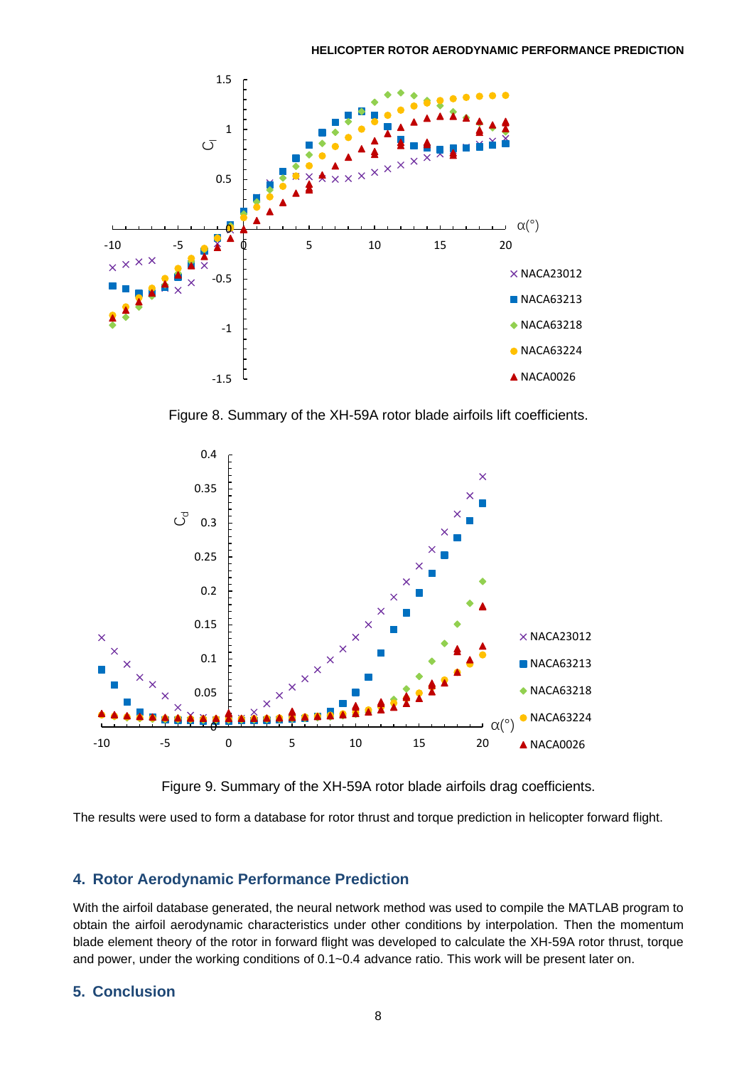Figure 8. Summary of the XH-59A rotor blade airfoils lift coefficients.

Figure 9. Summary of the XH-59A rotor blade airfoils drag coefficients.

The results were used to form a database for rotor thrust and torque prediction in helicopter forward flight.

## 4. Rotor Aerodynamic Performance Prediction

With the airfoil database generated, the neural network method was used to compile the MATLAB program to obtain the airfoil aerodynamic characteristics under other conditions by interpolation. Then the momentum blade element theory of the rotor in forward flight was developed to calculate the XH-59A rotor thrust, torque and power, under the working conditions of 0.1~0.4 advance ratio. This work will be present later on.

## 5. Conclusion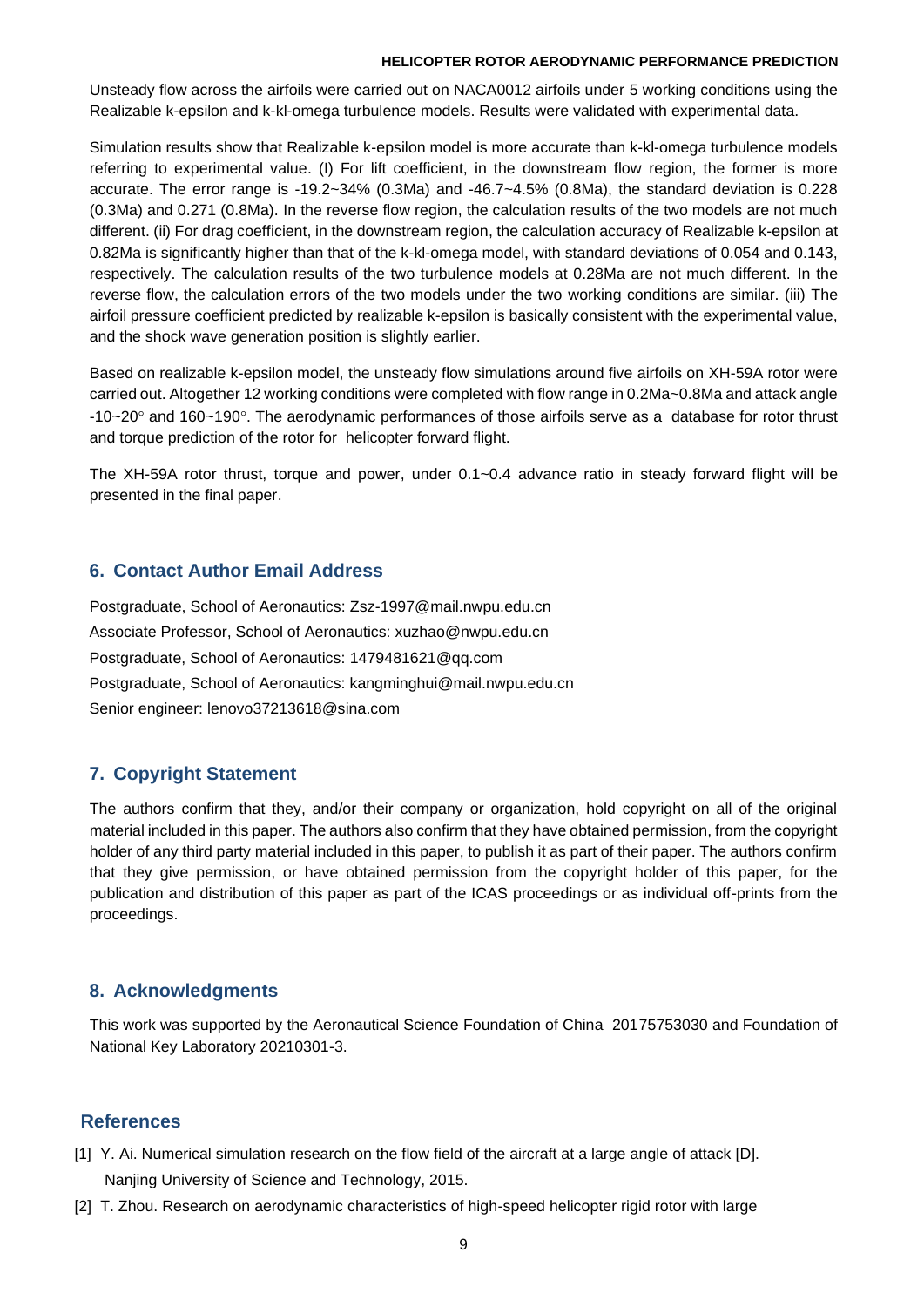Unsteady flow across the airfoils were carried out on NACA0012 airfoils under 5 working conditions using the Realizable k-epsilon and k-kl-omega turbulence models. Results were validated with experimental data.

Simulation results show that Realizable k-epsilon model is more accurate than k-kl-omega turbulence models referring to experimental value. (I) For lift coefficient, in the downstream flow region, the former is more accurate. The error range is -19.2~34% (0.3Ma) and -46.7~4.5% (0.8Ma), the standard deviation is 0.228 (0.3Ma) and 0.271 (0.8Ma). In the reverse flow region, the calculation results of the two models are not much different. (ii) For drag coefficient, in the downstream region, the calculation accuracy of Realizable k-epsilon at 0.82Ma is significantly higher than that of the k-kl-omega model, with standard deviations of 0.054 and 0.143, respectively. The calculation results of the two turbulence models at 0.28Ma are not much different. In the reverse flow, the calculation errors of the two models under the two working conditions are similar. (iii) The airfoil pressure coefficient predicted by realizable k-epsilon is basically consistent with the experimental value, and the shock wave generation position is slightly earlier.

Based on realizable k-epsilon model, the unsteady flow simulations around five airfoils on XH-59A rotor were carried out. Altogether 12 working conditions were completed with flow range in 0.2Ma~0.8Ma and attack angle -10~20° and 160~190°. The aerodynamic performances of those airfoils serve as a database for rotor thrust and torque prediction of the rotor for helicopter forward flight.

The XH-59A rotor thrust, torque and power, under 0.1~0.4 advance ratio in steady forward flight will be presented in the final paper.

## 6. Contact Author Email Address

Postgraduate, School of Aeronautics: Zsz-1997@mail.nwpu.edu.cn
Associate Professor, School of Aeronautics: xuzhao@nwpu.edu.cn
Postgraduate, School of Aeronautics: 1479481621@qq.com
Postgraduate, School of Aeronautics: kangminghui@mail.nwpu.edu.cn
Senior engineer: lenovo37213618@sina.com

## 7. Copyright Statement

The authors confirm that they, and/or their company or organization, hold copyright on all of the original material included in this paper. The authors also confirm that they have obtained permission, from the copyright holder of any third party material included in this paper, to publish it as part of their paper. The authors confirm that they give permission, or have obtained permission from the copyright holder of this paper, for the publication and distribution of this paper as part of the ICAS proceedings or as individual off-prints from the proceedings.

## 8. Acknowledgments

This work was supported by the Aeronautical Science Foundation of China 20175753030 and Foundation of National Key Laboratory 20210301-3.

## References

[1] Y. Ai. Numerical simulation research on the flow field of the aircraft at a large angle of attack [D]. Nanjing University of Science and Technology, 2015.

[2] T. Zhou. Research on aerodynamic characteristics of high-speed helicopter rigid rotor with large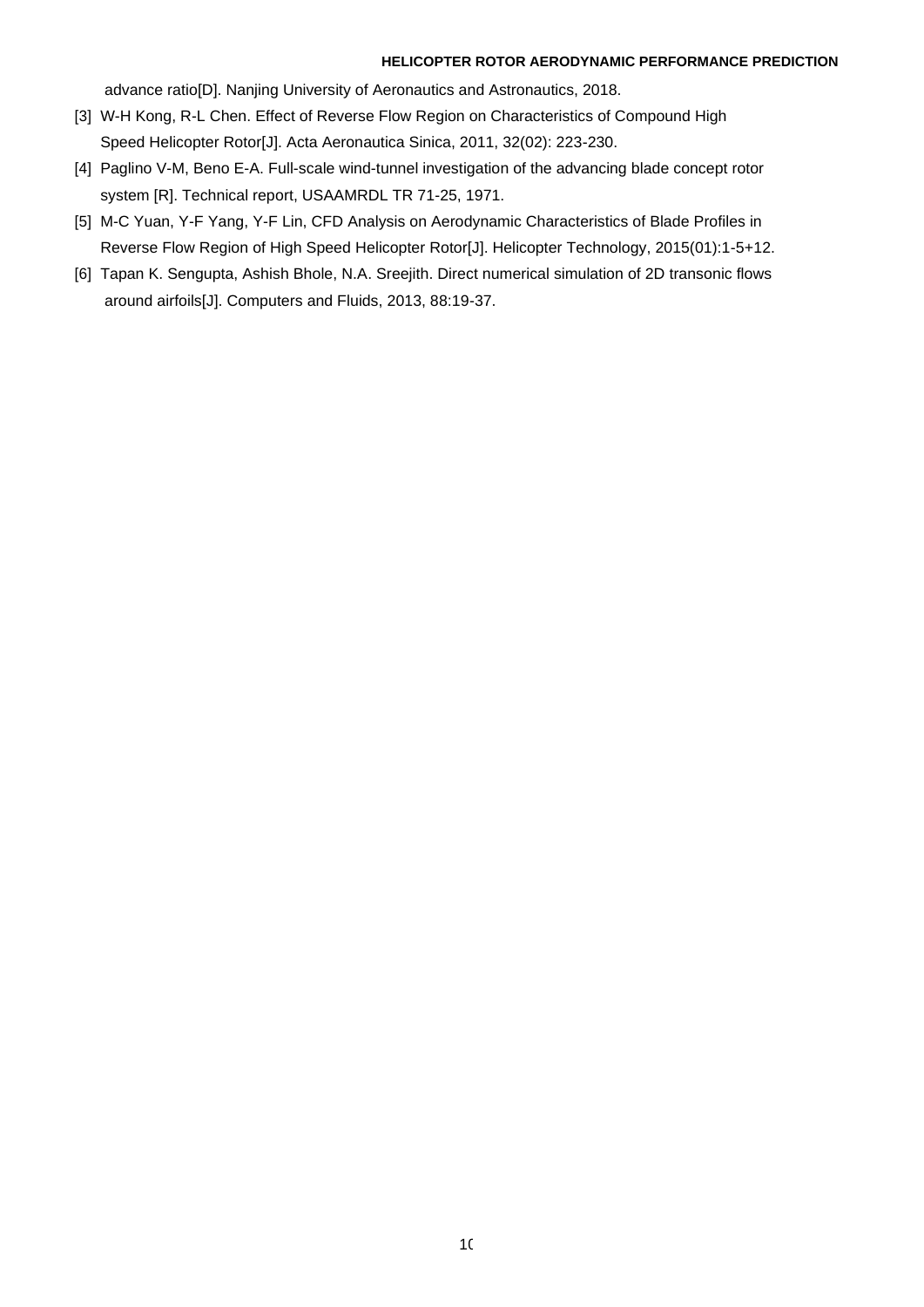advance ratio[D]. Nanjing University of Aeronautics and Astronautics, 2018.

[3] W-H Kong, R-L Chen. Effect of Reverse Flow Region on Characteristics of Compound High Speed Helicopter Rotor[J]. Acta Aeronautica Sinica, 2011, 32(02): 223-230.

[4] Paglino V-M, Beno E-A. Full-scale wind-tunnel investigation of the advancing blade concept rotor system [R]. Technical report, USAAMRDL TR 71-25, 1971.

[5] M-C Yuan, Y-F Yang, Y-F Lin, CFD Analysis on Aerodynamic Characteristics of Blade Profiles in Reverse Flow Region of High Speed Helicopter Rotor[J]. Helicopter Technology, 2015(01):1-5+12.

[6] Tapan K. Sengupta, Ashish Bhole, N.A. Sreejith. Direct numerical simulation of 2D transonic flows around airfoils[J]. Computers and Fluids, 2013, 88:19-37.